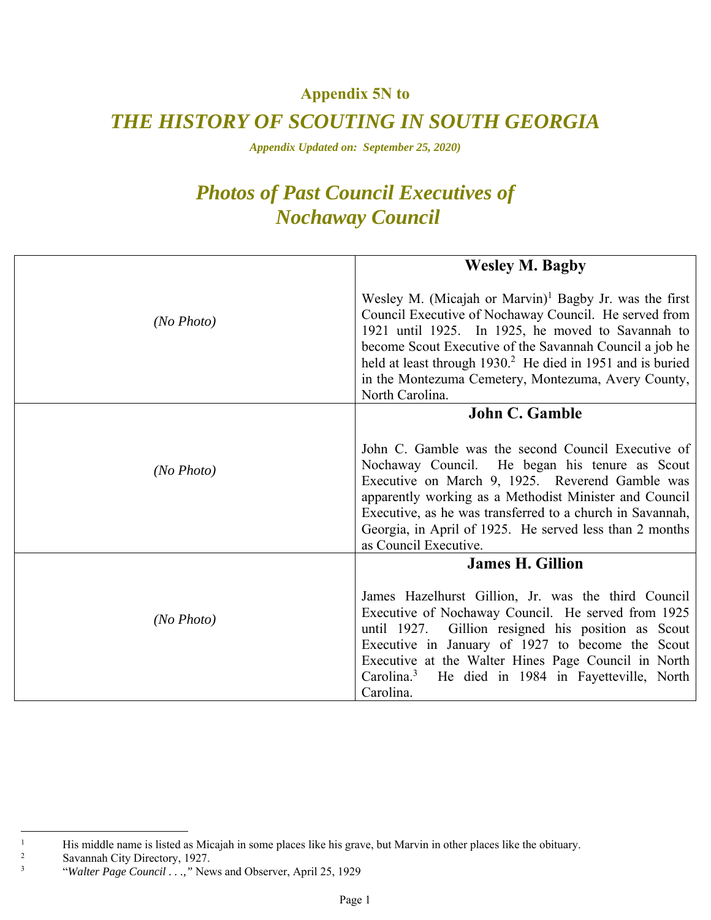**Appendix 5N to**

# *THE HISTORY OF SCOUTING IN SOUTH GEORGIA*

***Appendix Updated on: September 25, 2020)***

## *Photos of Past Council Executives of Nochaway Council*

| | |
|---|---|
| *(No Photo)* | **Wesley M. Bagby**<br><br>Wesley M. (Micajah or Marvin)[1] Bagby Jr. was the first Council Executive of Nochaway Council. He served from 1921 until 1925. In 1925, he moved to Savannah to become Scout Executive of the Savannah Council a job he held at least through 1930.[2] He died in 1951 and is buried in the Montezuma Cemetery, Montezuma, Avery County, North Carolina. |
| *(No Photo)* | **John C. Gamble**<br><br>John C. Gamble was the second Council Executive of Nochaway Council. He began his tenure as Scout Executive on March 9, 1925. Reverend Gamble was apparently working as a Methodist Minister and Council Executive, as he was transferred to a church in Savannah, Georgia, in April of 1925. He served less than 2 months as Council Executive. |
| *(No Photo)* | **James H. Gillion**<br><br>James Hazelhurst Gillion, Jr. was the third Council Executive of Nochaway Council. He served from 1925 until 1927. Gillion resigned his position as Scout Executive in January of 1927 to become the Scout Executive at the Walter Hines Page Council in North Carolina.[3] He died in 1984 in Fayetteville, North Carolina. |

---

[1] His middle name is listed as Micajah in some places like his grave, but Marvin in other places like the obituary.

[2] Savannah City Directory, 1927.

[3] "*Walter Page Council . . .,*" News and Observer, April 25, 1929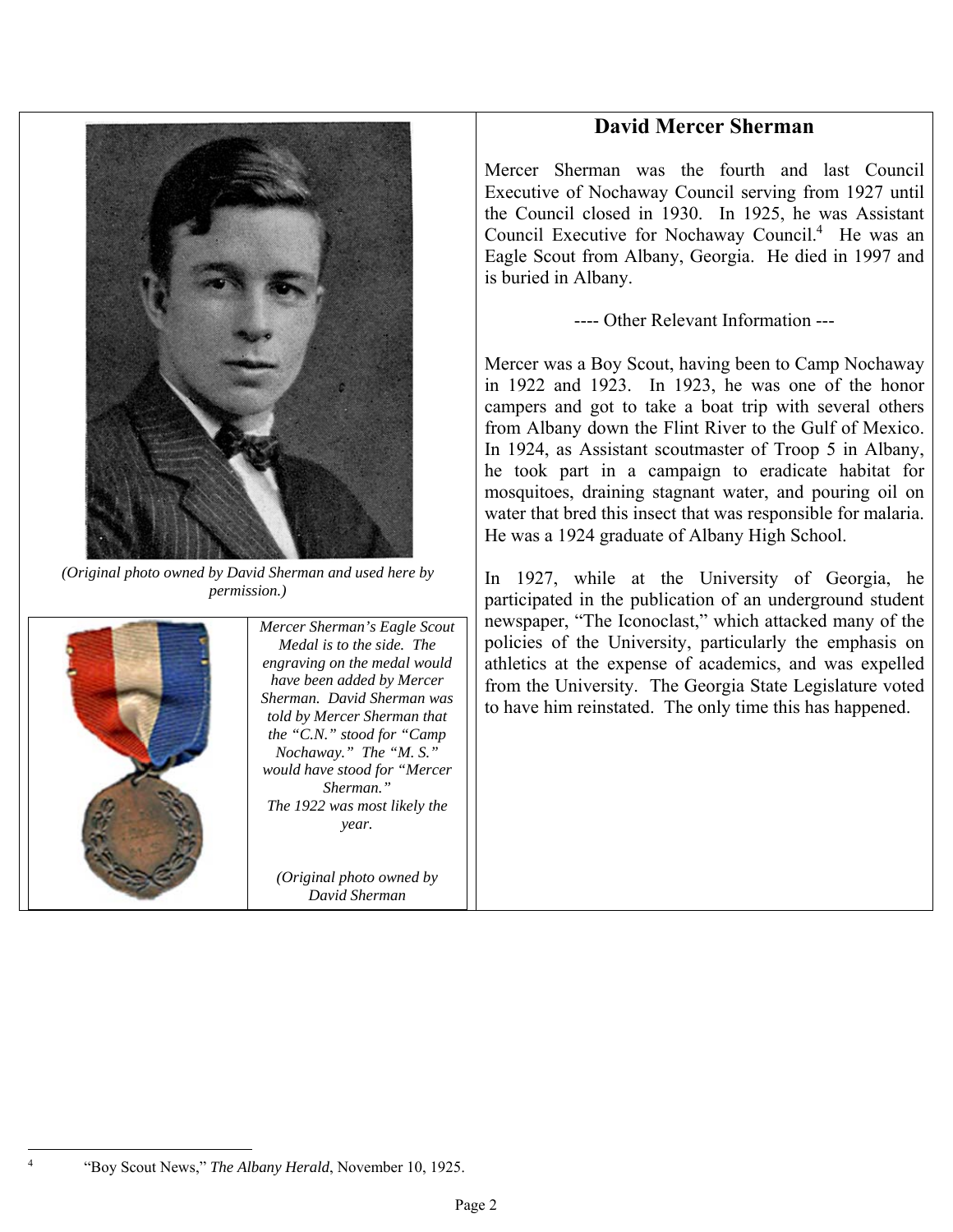*(Original photo owned by David Sherman and used here by permission.)*

*Mercer Sherman's Eagle Scout Medal is to the side. The engraving on the medal would have been added by Mercer Sherman. David Sherman was told by Mercer Sherman that the "C.N." stood for "Camp Nochaway." The "M. S." would have stood for "Mercer Sherman."*
*The 1922 was most likely the year.*

*(Original photo owned by David Sherman*

## David Mercer Sherman

Mercer Sherman was the fourth and last Council Executive of Nochaway Council serving from 1927 until the Council closed in 1930. In 1925, he was Assistant Council Executive for Nochaway Council.[4] He was an Eagle Scout from Albany, Georgia. He died in 1997 and is buried in Albany.

---- Other Relevant Information ---

Mercer was a Boy Scout, having been to Camp Nochaway in 1922 and 1923. In 1923, he was one of the honor campers and got to take a boat trip with several others from Albany down the Flint River to the Gulf of Mexico. In 1924, as Assistant scoutmaster of Troop 5 in Albany, he took part in a campaign to eradicate habitat for mosquitoes, draining stagnant water, and pouring oil on water that bred this insect that was responsible for malaria. He was a 1924 graduate of Albany High School.

In 1927, while at the University of Georgia, he participated in the publication of an underground student newspaper, "The Iconoclast," which attacked many of the policies of the University, particularly the emphasis on athletics at the expense of academics, and was expelled from the University. The Georgia State Legislature voted to have him reinstated. The only time this has happened.

---

[4] "Boy Scout News," *The Albany Herald*, November 10, 1925.